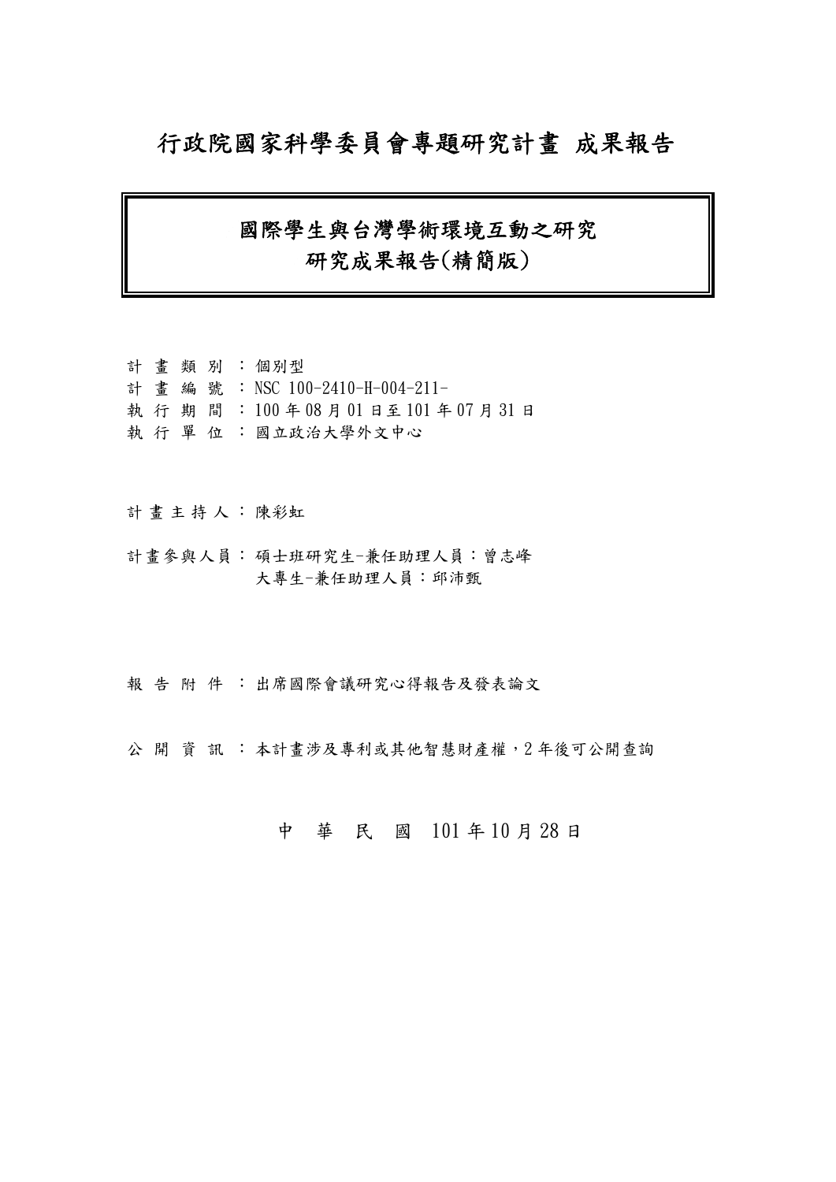# 行政院國家科學委員會專題研究計畫 成果報告

## 國際學生與台灣學術環境互動之研究
## 研究成果報告(精簡版)

計 畫 類 別 ：個別型
計 畫 編 號 ：NSC 100-2410-H-004-211-
執 行 期 間 ：100 年 08 月 01 日至 101 年 07 月 31 日
執 行 單 位 ：國立政治大學外文中心

計 畫 主 持 人 ：陳彩虹

計畫參與人員：碩士班研究生-兼任助理人員：曾志峰
大專生-兼任助理人員：邱沛甄

報 告 附 件 ：出席國際會議研究心得報告及發表論文

公 開 資 訊 ：本計畫涉及專利或其他智慧財產權，2 年後可公開查詢

中 華 民 國 101 年 10 月 28 日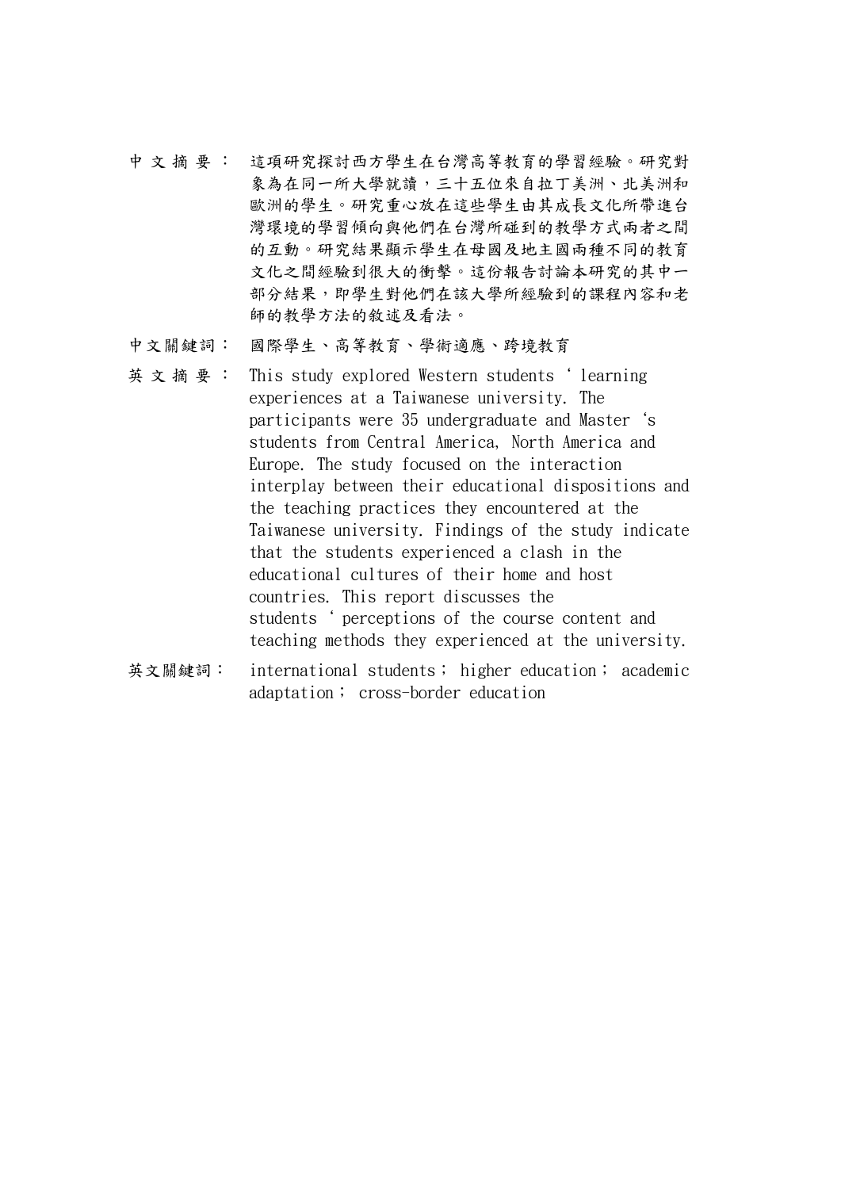中文摘要： 這項研究探討西方學生在台灣高等教育的學習經驗。研究對象為在同一所大學就讀，三十五位來自拉丁美洲、北美洲和歐洲的學生。研究重心放在這些學生由其成長文化所帶進台灣環境的學習傾向與他們在台灣所碰到的教學方式兩者之間的互動。研究結果顯示學生在母國及地主國兩種不同的教育文化之間經驗到很大的衝擊。這份報告討論本研究的其中一部分結果，即學生對他們在該大學所經驗到的課程內容和老師的教學方法的敘述及看法。

中文關鍵詞： 國際學生、高等教育、學術適應、跨境教育

英文摘要： This study explored Western students ‘ learning experiences at a Taiwanese university. The participants were 35 undergraduate and Master ‘s students from Central America, North America and Europe. The study focused on the interaction interplay between their educational dispositions and the teaching practices they encountered at the Taiwanese university. Findings of the study indicate that the students experienced a clash in the educational cultures of their home and host countries. This report discusses the students ‘ perceptions of the course content and teaching methods they experienced at the university.

英文關鍵詞： international students； higher education； academic adaptation； cross-border education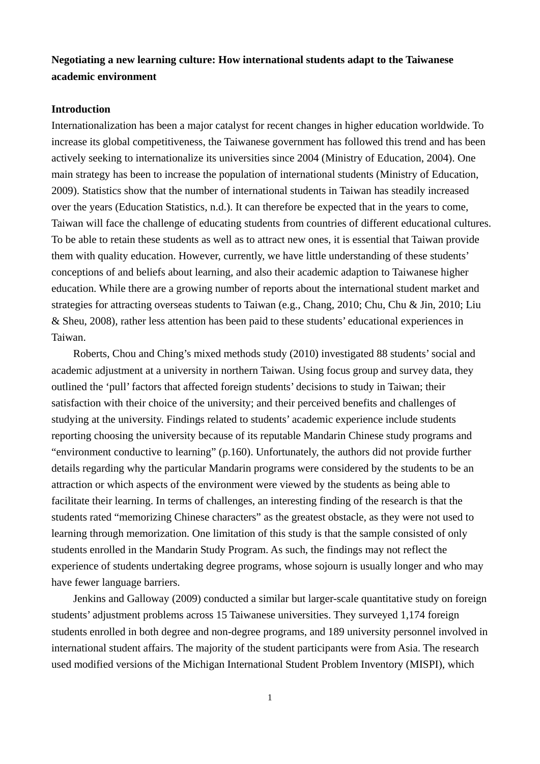**Negotiating a new learning culture: How international students adapt to the Taiwanese academic environment**

**Introduction**

Internationalization has been a major catalyst for recent changes in higher education worldwide. To increase its global competitiveness, the Taiwanese government has followed this trend and has been actively seeking to internationalize its universities since 2004 (Ministry of Education, 2004). One main strategy has been to increase the population of international students (Ministry of Education, 2009). Statistics show that the number of international students in Taiwan has steadily increased over the years (Education Statistics, n.d.). It can therefore be expected that in the years to come, Taiwan will face the challenge of educating students from countries of different educational cultures. To be able to retain these students as well as to attract new ones, it is essential that Taiwan provide them with quality education. However, currently, we have little understanding of these students' conceptions of and beliefs about learning, and also their academic adaption to Taiwanese higher education. While there are a growing number of reports about the international student market and strategies for attracting overseas students to Taiwan (e.g., Chang, 2010; Chu, Chu & Jin, 2010; Liu & Sheu, 2008), rather less attention has been paid to these students' educational experiences in Taiwan.

Roberts, Chou and Ching's mixed methods study (2010) investigated 88 students' social and academic adjustment at a university in northern Taiwan. Using focus group and survey data, they outlined the 'pull' factors that affected foreign students' decisions to study in Taiwan; their satisfaction with their choice of the university; and their perceived benefits and challenges of studying at the university. Findings related to students' academic experience include students reporting choosing the university because of its reputable Mandarin Chinese study programs and "environment conductive to learning" (p.160). Unfortunately, the authors did not provide further details regarding why the particular Mandarin programs were considered by the students to be an attraction or which aspects of the environment were viewed by the students as being able to facilitate their learning. In terms of challenges, an interesting finding of the research is that the students rated "memorizing Chinese characters" as the greatest obstacle, as they were not used to learning through memorization. One limitation of this study is that the sample consisted of only students enrolled in the Mandarin Study Program. As such, the findings may not reflect the experience of students undertaking degree programs, whose sojourn is usually longer and who may have fewer language barriers.

Jenkins and Galloway (2009) conducted a similar but larger-scale quantitative study on foreign students' adjustment problems across 15 Taiwanese universities. They surveyed 1,174 foreign students enrolled in both degree and non-degree programs, and 189 university personnel involved in international student affairs. The majority of the student participants were from Asia. The research used modified versions of the Michigan International Student Problem Inventory (MISPI), which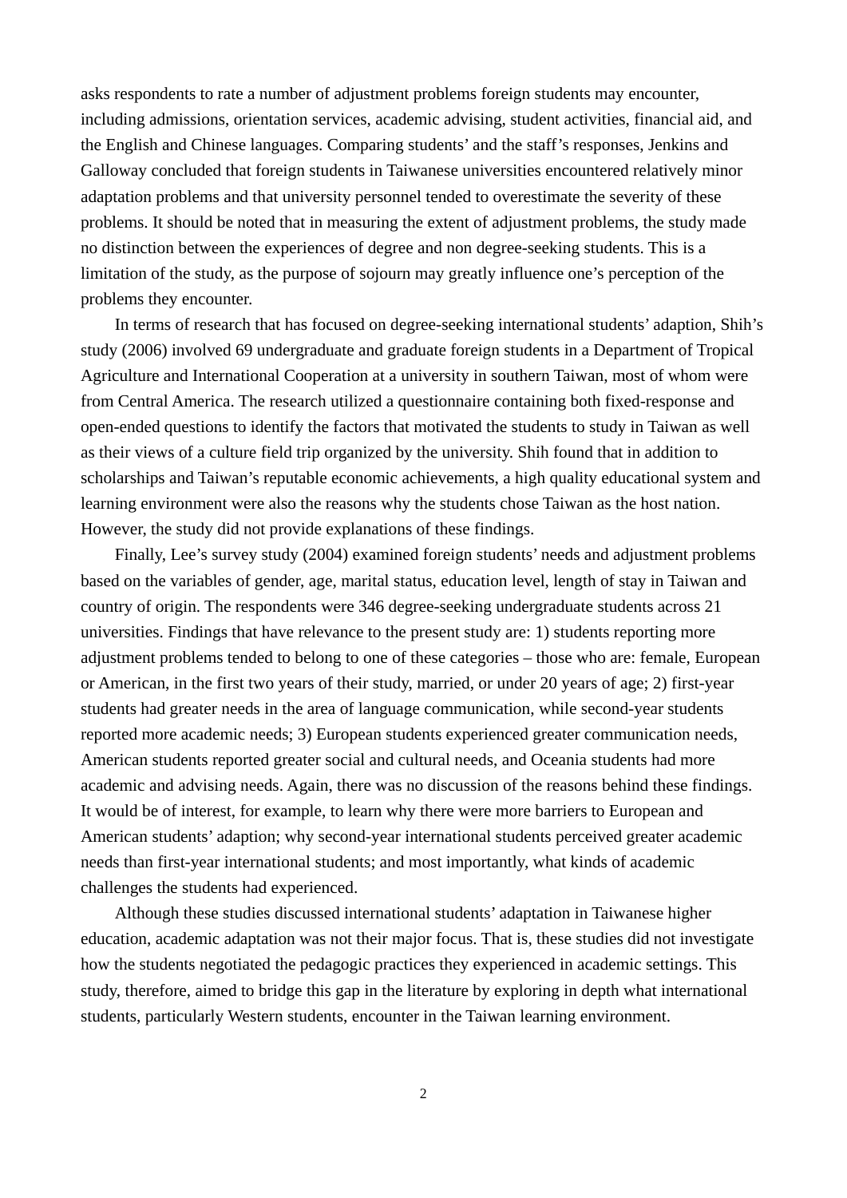asks respondents to rate a number of adjustment problems foreign students may encounter, including admissions, orientation services, academic advising, student activities, financial aid, and the English and Chinese languages. Comparing students' and the staff's responses, Jenkins and Galloway concluded that foreign students in Taiwanese universities encountered relatively minor adaptation problems and that university personnel tended to overestimate the severity of these problems. It should be noted that in measuring the extent of adjustment problems, the study made no distinction between the experiences of degree and non degree-seeking students. This is a limitation of the study, as the purpose of sojourn may greatly influence one's perception of the problems they encounter.

In terms of research that has focused on degree-seeking international students' adaption, Shih's study (2006) involved 69 undergraduate and graduate foreign students in a Department of Tropical Agriculture and International Cooperation at a university in southern Taiwan, most of whom were from Central America. The research utilized a questionnaire containing both fixed-response and open-ended questions to identify the factors that motivated the students to study in Taiwan as well as their views of a culture field trip organized by the university. Shih found that in addition to scholarships and Taiwan's reputable economic achievements, a high quality educational system and learning environment were also the reasons why the students chose Taiwan as the host nation. However, the study did not provide explanations of these findings.

Finally, Lee's survey study (2004) examined foreign students' needs and adjustment problems based on the variables of gender, age, marital status, education level, length of stay in Taiwan and country of origin. The respondents were 346 degree-seeking undergraduate students across 21 universities. Findings that have relevance to the present study are: 1) students reporting more adjustment problems tended to belong to one of these categories – those who are: female, European or American, in the first two years of their study, married, or under 20 years of age; 2) first-year students had greater needs in the area of language communication, while second-year students reported more academic needs; 3) European students experienced greater communication needs, American students reported greater social and cultural needs, and Oceania students had more academic and advising needs. Again, there was no discussion of the reasons behind these findings. It would be of interest, for example, to learn why there were more barriers to European and American students' adaption; why second-year international students perceived greater academic needs than first-year international students; and most importantly, what kinds of academic challenges the students had experienced.

Although these studies discussed international students' adaptation in Taiwanese higher education, academic adaptation was not their major focus. That is, these studies did not investigate how the students negotiated the pedagogic practices they experienced in academic settings. This study, therefore, aimed to bridge this gap in the literature by exploring in depth what international students, particularly Western students, encounter in the Taiwan learning environment.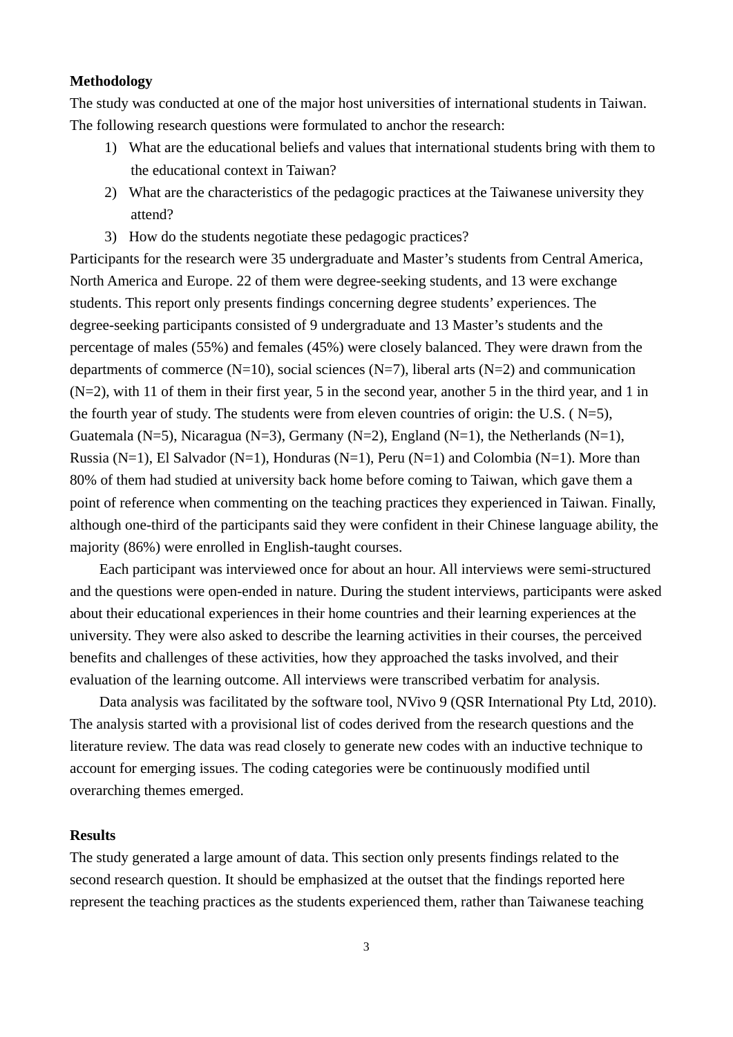**Methodology**

The study was conducted at one of the major host universities of international students in Taiwan. The following research questions were formulated to anchor the research:

1) What are the educational beliefs and values that international students bring with them to the educational context in Taiwan?
2) What are the characteristics of the pedagogic practices at the Taiwanese university they attend?
3) How do the students negotiate these pedagogic practices?

Participants for the research were 35 undergraduate and Master's students from Central America, North America and Europe. 22 of them were degree-seeking students, and 13 were exchange students. This report only presents findings concerning degree students' experiences. The degree-seeking participants consisted of 9 undergraduate and 13 Master's students and the percentage of males (55%) and females (45%) were closely balanced. They were drawn from the departments of commerce (N=10), social sciences (N=7), liberal arts (N=2) and communication (N=2), with 11 of them in their first year, 5 in the second year, another 5 in the third year, and 1 in the fourth year of study. The students were from eleven countries of origin: the U.S. ( N=5), Guatemala (N=5), Nicaragua (N=3), Germany (N=2), England (N=1), the Netherlands (N=1), Russia (N=1), El Salvador (N=1), Honduras (N=1), Peru (N=1) and Colombia (N=1). More than 80% of them had studied at university back home before coming to Taiwan, which gave them a point of reference when commenting on the teaching practices they experienced in Taiwan. Finally, although one-third of the participants said they were confident in their Chinese language ability, the majority (86%) were enrolled in English-taught courses.

Each participant was interviewed once for about an hour. All interviews were semi-structured and the questions were open-ended in nature. During the student interviews, participants were asked about their educational experiences in their home countries and their learning experiences at the university. They were also asked to describe the learning activities in their courses, the perceived benefits and challenges of these activities, how they approached the tasks involved, and their evaluation of the learning outcome. All interviews were transcribed verbatim for analysis.

Data analysis was facilitated by the software tool, NVivo 9 (QSR International Pty Ltd, 2010). The analysis started with a provisional list of codes derived from the research questions and the literature review. The data was read closely to generate new codes with an inductive technique to account for emerging issues. The coding categories were be continuously modified until overarching themes emerged.

**Results**

The study generated a large amount of data. This section only presents findings related to the second research question. It should be emphasized at the outset that the findings reported here represent the teaching practices as the students experienced them, rather than Taiwanese teaching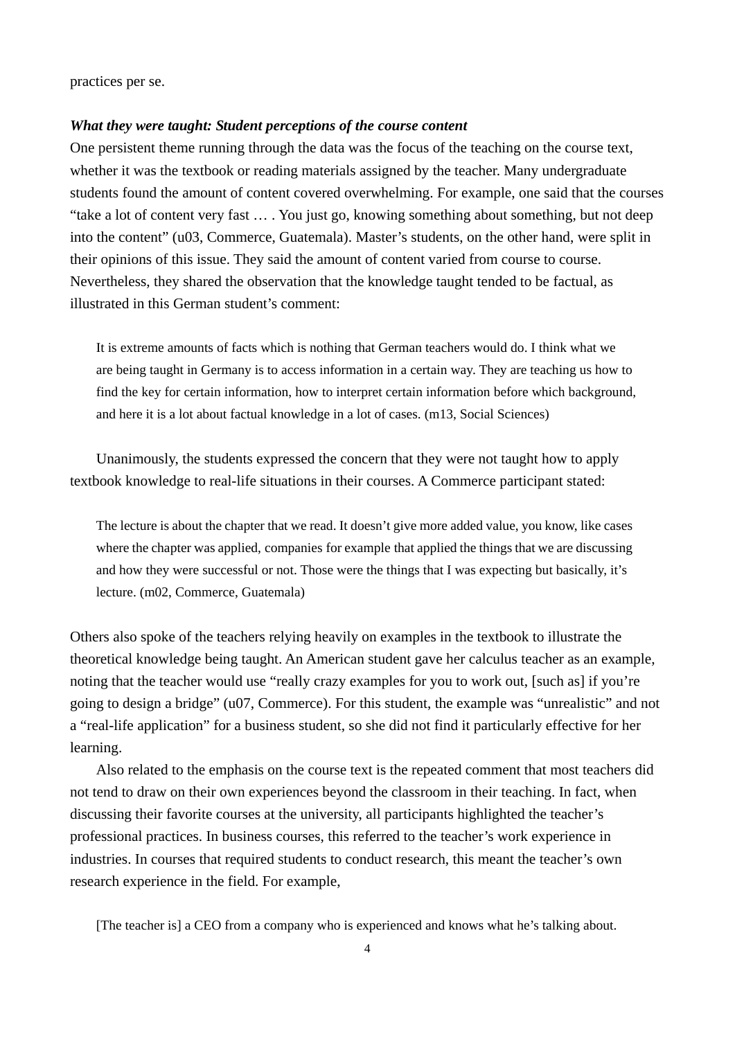practices per se.

***What they were taught: Student perceptions of the course content***

One persistent theme running through the data was the focus of the teaching on the course text, whether it was the textbook or reading materials assigned by the teacher. Many undergraduate students found the amount of content covered overwhelming. For example, one said that the courses "take a lot of content very fast … . You just go, knowing something about something, but not deep into the content" (u03, Commerce, Guatemala). Master's students, on the other hand, were split in their opinions of this issue. They said the amount of content varied from course to course. Nevertheless, they shared the observation that the knowledge taught tended to be factual, as illustrated in this German student's comment:

> It is extreme amounts of facts which is nothing that German teachers would do. I think what we are being taught in Germany is to access information in a certain way. They are teaching us how to find the key for certain information, how to interpret certain information before which background, and here it is a lot about factual knowledge in a lot of cases. (m13, Social Sciences)

Unanimously, the students expressed the concern that they were not taught how to apply textbook knowledge to real-life situations in their courses. A Commerce participant stated:

> The lecture is about the chapter that we read. It doesn't give more added value, you know, like cases where the chapter was applied, companies for example that applied the things that we are discussing and how they were successful or not. Those were the things that I was expecting but basically, it's lecture. (m02, Commerce, Guatemala)

Others also spoke of the teachers relying heavily on examples in the textbook to illustrate the theoretical knowledge being taught. An American student gave her calculus teacher as an example, noting that the teacher would use "really crazy examples for you to work out, [such as] if you're going to design a bridge" (u07, Commerce). For this student, the example was "unrealistic" and not a "real-life application" for a business student, so she did not find it particularly effective for her learning.

Also related to the emphasis on the course text is the repeated comment that most teachers did not tend to draw on their own experiences beyond the classroom in their teaching. In fact, when discussing their favorite courses at the university, all participants highlighted the teacher's professional practices. In business courses, this referred to the teacher's work experience in industries. In courses that required students to conduct research, this meant the teacher's own research experience in the field. For example,

> [The teacher is] a CEO from a company who is experienced and knows what he's talking about.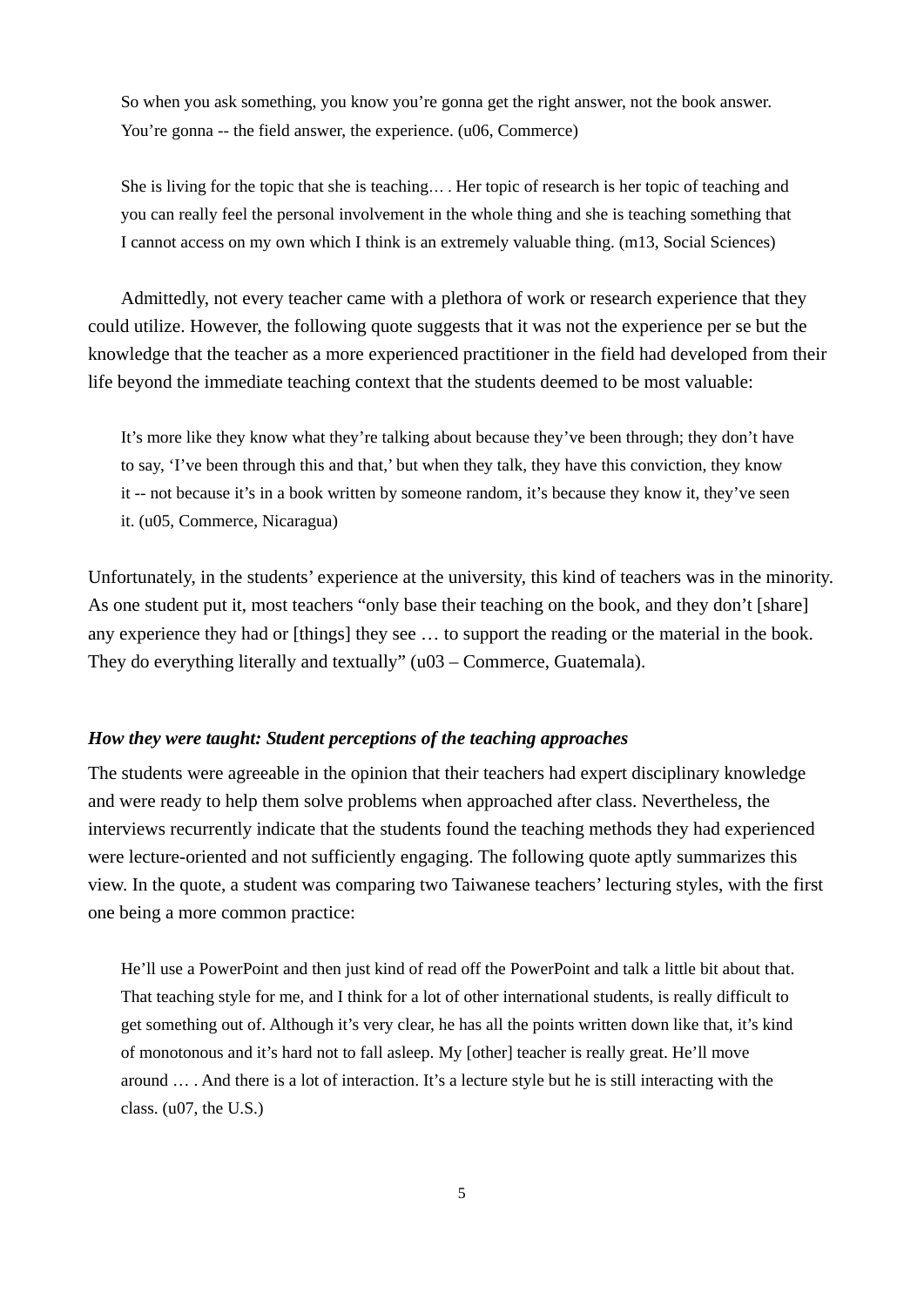> So when you ask something, you know you're gonna get the right answer, not the book answer. You're gonna -- the field answer, the experience. (u06, Commerce)

> She is living for the topic that she is teaching… . Her topic of research is her topic of teaching and you can really feel the personal involvement in the whole thing and she is teaching something that I cannot access on my own which I think is an extremely valuable thing. (m13, Social Sciences)

Admittedly, not every teacher came with a plethora of work or research experience that they could utilize. However, the following quote suggests that it was not the experience per se but the knowledge that the teacher as a more experienced practitioner in the field had developed from their life beyond the immediate teaching context that the students deemed to be most valuable:

> It's more like they know what they're talking about because they've been through; they don't have to say, 'I've been through this and that,' but when they talk, they have this conviction, they know it -- not because it's in a book written by someone random, it's because they know it, they've seen it. (u05, Commerce, Nicaragua)

Unfortunately, in the students' experience at the university, this kind of teachers was in the minority. As one student put it, most teachers "only base their teaching on the book, and they don't [share] any experience they had or [things] they see … to support the reading or the material in the book. They do everything literally and textually" (u03 – Commerce, Guatemala).

### *How they were taught: Student perceptions of the teaching approaches*

The students were agreeable in the opinion that their teachers had expert disciplinary knowledge and were ready to help them solve problems when approached after class. Nevertheless, the interviews recurrently indicate that the students found the teaching methods they had experienced were lecture-oriented and not sufficiently engaging. The following quote aptly summarizes this view. In the quote, a student was comparing two Taiwanese teachers' lecturing styles, with the first one being a more common practice:

> He'll use a PowerPoint and then just kind of read off the PowerPoint and talk a little bit about that. That teaching style for me, and I think for a lot of other international students, is really difficult to get something out of. Although it's very clear, he has all the points written down like that, it's kind of monotonous and it's hard not to fall asleep. My [other] teacher is really great. He'll move around … . And there is a lot of interaction. It's a lecture style but he is still interacting with the class. (u07, the U.S.)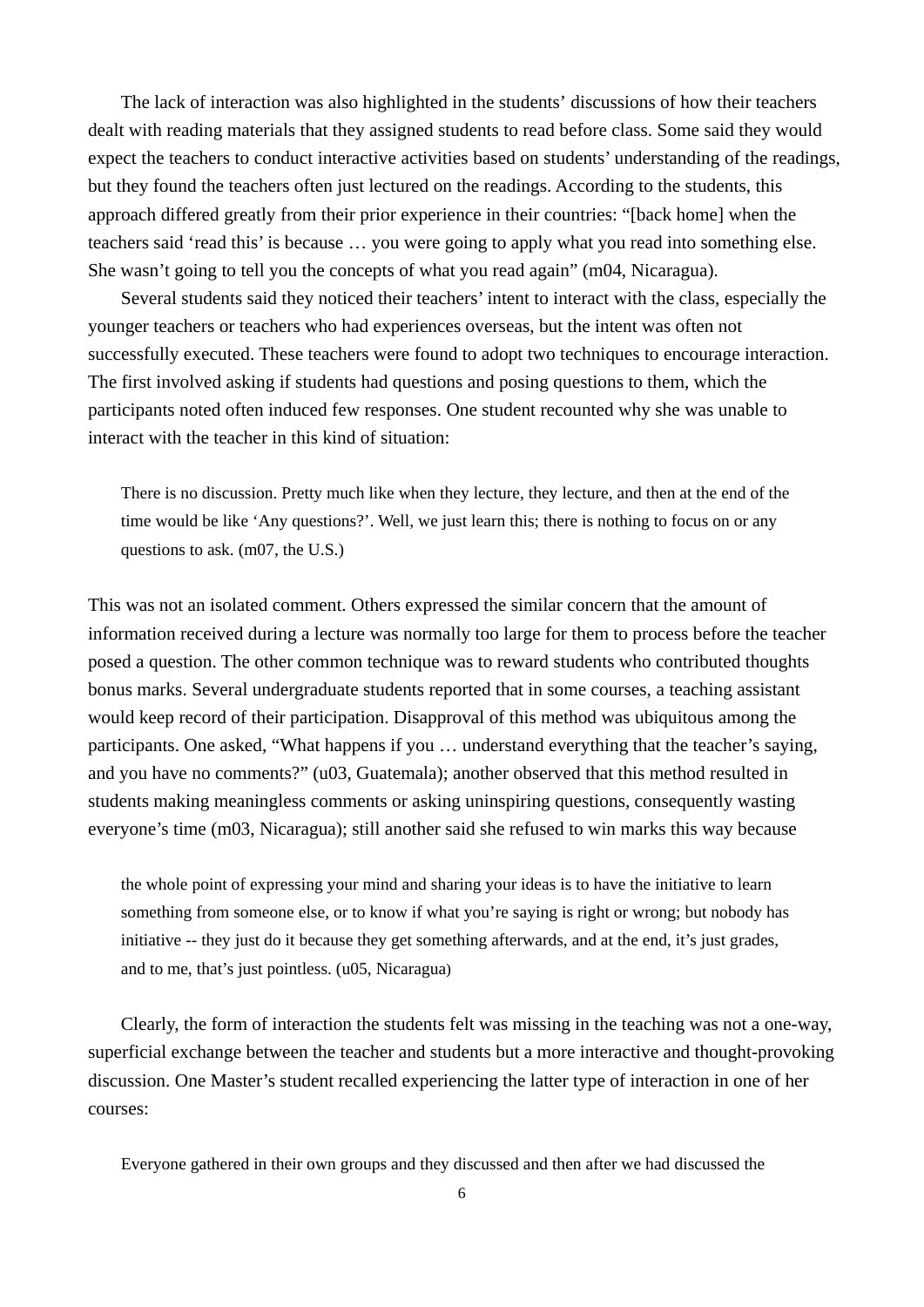The lack of interaction was also highlighted in the students' discussions of how their teachers dealt with reading materials that they assigned students to read before class. Some said they would expect the teachers to conduct interactive activities based on students' understanding of the readings, but they found the teachers often just lectured on the readings. According to the students, this approach differed greatly from their prior experience in their countries: "[back home] when the teachers said 'read this' is because … you were going to apply what you read into something else. She wasn't going to tell you the concepts of what you read again" (m04, Nicaragua).

Several students said they noticed their teachers' intent to interact with the class, especially the younger teachers or teachers who had experiences overseas, but the intent was often not successfully executed. These teachers were found to adopt two techniques to encourage interaction. The first involved asking if students had questions and posing questions to them, which the participants noted often induced few responses. One student recounted why she was unable to interact with the teacher in this kind of situation:

> There is no discussion. Pretty much like when they lecture, they lecture, and then at the end of the time would be like 'Any questions?'. Well, we just learn this; there is nothing to focus on or any questions to ask. (m07, the U.S.)

This was not an isolated comment. Others expressed the similar concern that the amount of information received during a lecture was normally too large for them to process before the teacher posed a question. The other common technique was to reward students who contributed thoughts bonus marks. Several undergraduate students reported that in some courses, a teaching assistant would keep record of their participation. Disapproval of this method was ubiquitous among the participants. One asked, "What happens if you … understand everything that the teacher's saying, and you have no comments?" (u03, Guatemala); another observed that this method resulted in students making meaningless comments or asking uninspiring questions, consequently wasting everyone's time (m03, Nicaragua); still another said she refused to win marks this way because

> the whole point of expressing your mind and sharing your ideas is to have the initiative to learn something from someone else, or to know if what you're saying is right or wrong; but nobody has initiative -- they just do it because they get something afterwards, and at the end, it's just grades, and to me, that's just pointless. (u05, Nicaragua)

Clearly, the form of interaction the students felt was missing in the teaching was not a one-way, superficial exchange between the teacher and students but a more interactive and thought-provoking discussion. One Master's student recalled experiencing the latter type of interaction in one of her courses:

> Everyone gathered in their own groups and they discussed and then after we had discussed the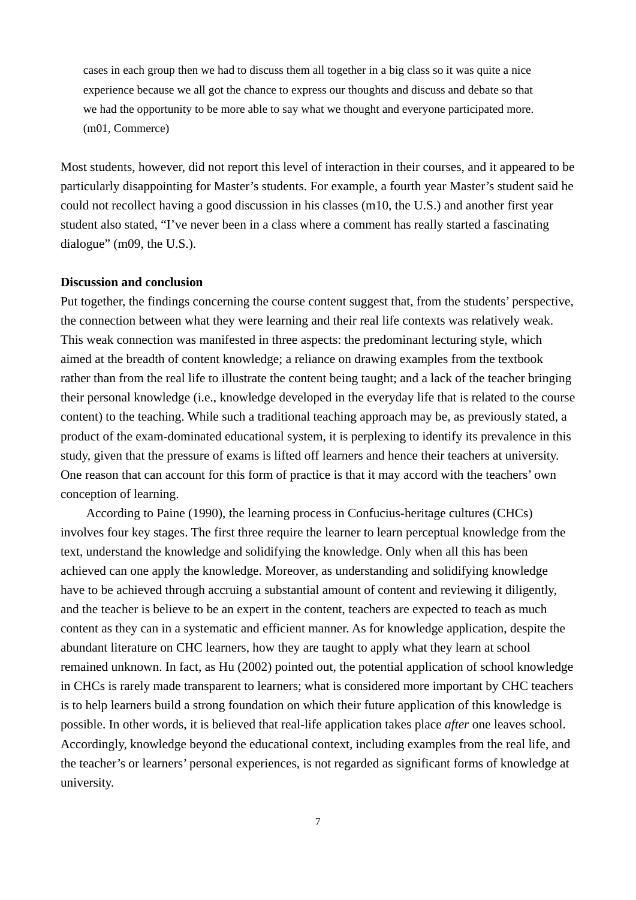> cases in each group then we had to discuss them all together in a big class so it was quite a nice experience because we all got the chance to express our thoughts and discuss and debate so that we had the opportunity to be more able to say what we thought and everyone participated more. (m01, Commerce)

Most students, however, did not report this level of interaction in their courses, and it appeared to be particularly disappointing for Master's students. For example, a fourth year Master's student said he could not recollect having a good discussion in his classes (m10, the U.S.) and another first year student also stated, "I've never been in a class where a comment has really started a fascinating dialogue" (m09, the U.S.).

**Discussion and conclusion**

Put together, the findings concerning the course content suggest that, from the students' perspective, the connection between what they were learning and their real life contexts was relatively weak. This weak connection was manifested in three aspects: the predominant lecturing style, which aimed at the breadth of content knowledge; a reliance on drawing examples from the textbook rather than from the real life to illustrate the content being taught; and a lack of the teacher bringing their personal knowledge (i.e., knowledge developed in the everyday life that is related to the course content) to the teaching. While such a traditional teaching approach may be, as previously stated, a product of the exam-dominated educational system, it is perplexing to identify its prevalence in this study, given that the pressure of exams is lifted off learners and hence their teachers at university. One reason that can account for this form of practice is that it may accord with the teachers' own conception of learning.

According to Paine (1990), the learning process in Confucius-heritage cultures (CHCs) involves four key stages. The first three require the learner to learn perceptual knowledge from the text, understand the knowledge and solidifying the knowledge. Only when all this has been achieved can one apply the knowledge. Moreover, as understanding and solidifying knowledge have to be achieved through accruing a substantial amount of content and reviewing it diligently, and the teacher is believe to be an expert in the content, teachers are expected to teach as much content as they can in a systematic and efficient manner. As for knowledge application, despite the abundant literature on CHC learners, how they are taught to apply what they learn at school remained unknown. In fact, as Hu (2002) pointed out, the potential application of school knowledge in CHCs is rarely made transparent to learners; what is considered more important by CHC teachers is to help learners build a strong foundation on which their future application of this knowledge is possible. In other words, it is believed that real-life application takes place *after* one leaves school. Accordingly, knowledge beyond the educational context, including examples from the real life, and the teacher's or learners' personal experiences, is not regarded as significant forms of knowledge at university.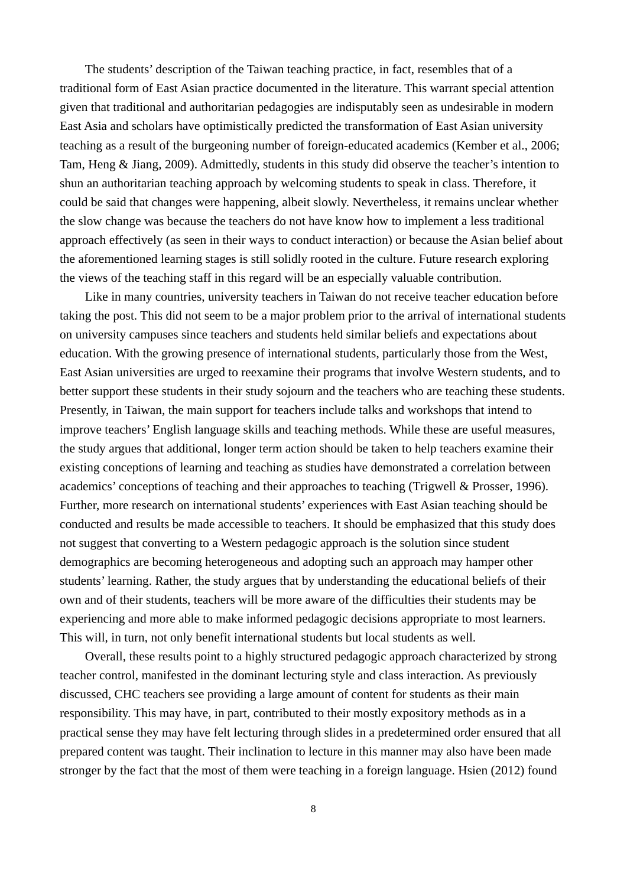The students' description of the Taiwan teaching practice, in fact, resembles that of a traditional form of East Asian practice documented in the literature. This warrant special attention given that traditional and authoritarian pedagogies are indisputably seen as undesirable in modern East Asia and scholars have optimistically predicted the transformation of East Asian university teaching as a result of the burgeoning number of foreign-educated academics (Kember et al., 2006; Tam, Heng & Jiang, 2009). Admittedly, students in this study did observe the teacher's intention to shun an authoritarian teaching approach by welcoming students to speak in class. Therefore, it could be said that changes were happening, albeit slowly. Nevertheless, it remains unclear whether the slow change was because the teachers do not have know how to implement a less traditional approach effectively (as seen in their ways to conduct interaction) or because the Asian belief about the aforementioned learning stages is still solidly rooted in the culture. Future research exploring the views of the teaching staff in this regard will be an especially valuable contribution.

Like in many countries, university teachers in Taiwan do not receive teacher education before taking the post. This did not seem to be a major problem prior to the arrival of international students on university campuses since teachers and students held similar beliefs and expectations about education. With the growing presence of international students, particularly those from the West, East Asian universities are urged to reexamine their programs that involve Western students, and to better support these students in their study sojourn and the teachers who are teaching these students. Presently, in Taiwan, the main support for teachers include talks and workshops that intend to improve teachers' English language skills and teaching methods. While these are useful measures, the study argues that additional, longer term action should be taken to help teachers examine their existing conceptions of learning and teaching as studies have demonstrated a correlation between academics' conceptions of teaching and their approaches to teaching (Trigwell & Prosser, 1996). Further, more research on international students' experiences with East Asian teaching should be conducted and results be made accessible to teachers. It should be emphasized that this study does not suggest that converting to a Western pedagogic approach is the solution since student demographics are becoming heterogeneous and adopting such an approach may hamper other students' learning. Rather, the study argues that by understanding the educational beliefs of their own and of their students, teachers will be more aware of the difficulties their students may be experiencing and more able to make informed pedagogic decisions appropriate to most learners. This will, in turn, not only benefit international students but local students as well.

Overall, these results point to a highly structured pedagogic approach characterized by strong teacher control, manifested in the dominant lecturing style and class interaction. As previously discussed, CHC teachers see providing a large amount of content for students as their main responsibility. This may have, in part, contributed to their mostly expository methods as in a practical sense they may have felt lecturing through slides in a predetermined order ensured that all prepared content was taught. Their inclination to lecture in this manner may also have been made stronger by the fact that the most of them were teaching in a foreign language. Hsien (2012) found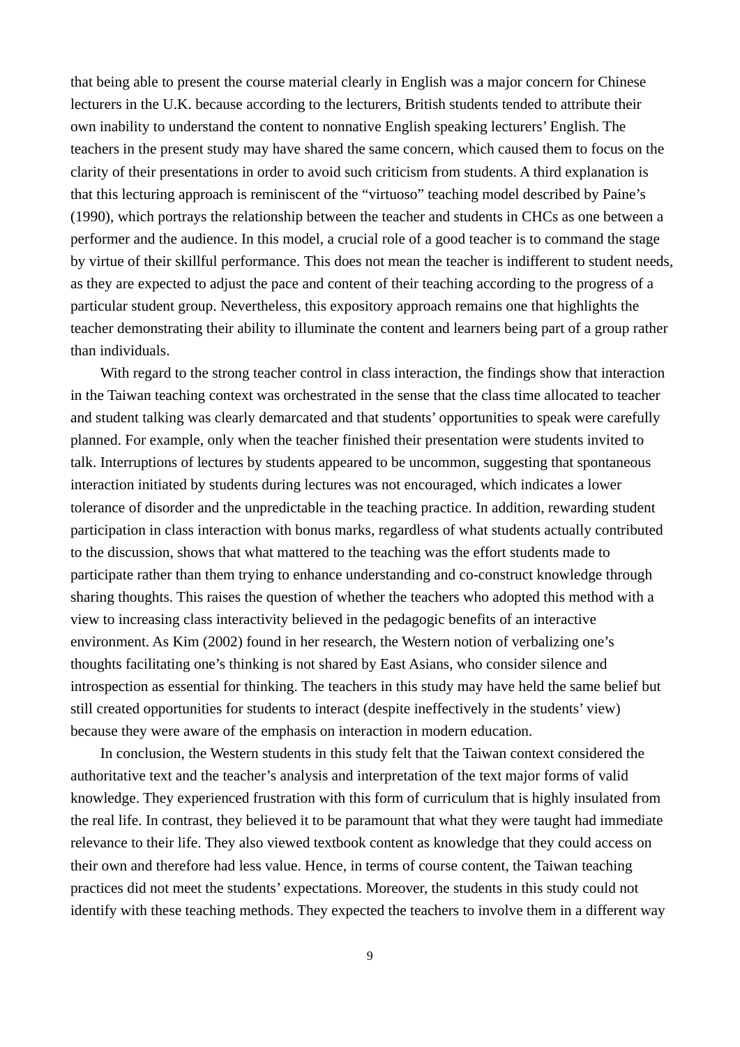that being able to present the course material clearly in English was a major concern for Chinese lecturers in the U.K. because according to the lecturers, British students tended to attribute their own inability to understand the content to nonnative English speaking lecturers' English. The teachers in the present study may have shared the same concern, which caused them to focus on the clarity of their presentations in order to avoid such criticism from students. A third explanation is that this lecturing approach is reminiscent of the "virtuoso" teaching model described by Paine's (1990), which portrays the relationship between the teacher and students in CHCs as one between a performer and the audience. In this model, a crucial role of a good teacher is to command the stage by virtue of their skillful performance. This does not mean the teacher is indifferent to student needs, as they are expected to adjust the pace and content of their teaching according to the progress of a particular student group. Nevertheless, this expository approach remains one that highlights the teacher demonstrating their ability to illuminate the content and learners being part of a group rather than individuals.

With regard to the strong teacher control in class interaction, the findings show that interaction in the Taiwan teaching context was orchestrated in the sense that the class time allocated to teacher and student talking was clearly demarcated and that students' opportunities to speak were carefully planned. For example, only when the teacher finished their presentation were students invited to talk. Interruptions of lectures by students appeared to be uncommon, suggesting that spontaneous interaction initiated by students during lectures was not encouraged, which indicates a lower tolerance of disorder and the unpredictable in the teaching practice. In addition, rewarding student participation in class interaction with bonus marks, regardless of what students actually contributed to the discussion, shows that what mattered to the teaching was the effort students made to participate rather than them trying to enhance understanding and co-construct knowledge through sharing thoughts. This raises the question of whether the teachers who adopted this method with a view to increasing class interactivity believed in the pedagogic benefits of an interactive environment. As Kim (2002) found in her research, the Western notion of verbalizing one's thoughts facilitating one's thinking is not shared by East Asians, who consider silence and introspection as essential for thinking. The teachers in this study may have held the same belief but still created opportunities for students to interact (despite ineffectively in the students' view) because they were aware of the emphasis on interaction in modern education.

In conclusion, the Western students in this study felt that the Taiwan context considered the authoritative text and the teacher's analysis and interpretation of the text major forms of valid knowledge. They experienced frustration with this form of curriculum that is highly insulated from the real life. In contrast, they believed it to be paramount that what they were taught had immediate relevance to their life. They also viewed textbook content as knowledge that they could access on their own and therefore had less value. Hence, in terms of course content, the Taiwan teaching practices did not meet the students' expectations. Moreover, the students in this study could not identify with these teaching methods. They expected the teachers to involve them in a different way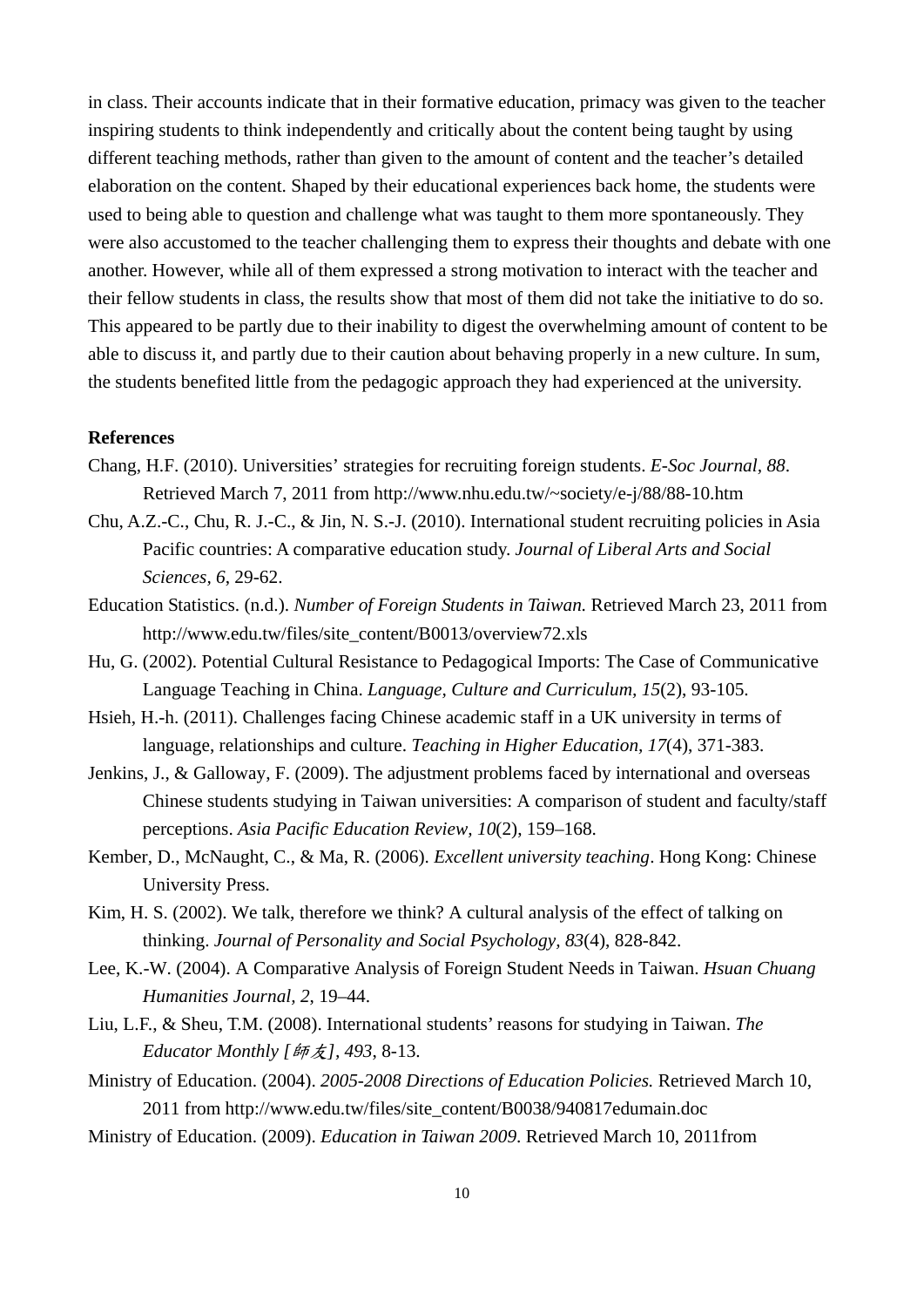in class. Their accounts indicate that in their formative education, primacy was given to the teacher inspiring students to think independently and critically about the content being taught by using different teaching methods, rather than given to the amount of content and the teacher's detailed elaboration on the content. Shaped by their educational experiences back home, the students were used to being able to question and challenge what was taught to them more spontaneously. They were also accustomed to the teacher challenging them to express their thoughts and debate with one another. However, while all of them expressed a strong motivation to interact with the teacher and their fellow students in class, the results show that most of them did not take the initiative to do so. This appeared to be partly due to their inability to digest the overwhelming amount of content to be able to discuss it, and partly due to their caution about behaving properly in a new culture. In sum, the students benefited little from the pedagogic approach they had experienced at the university.

**References**

Chang, H.F. (2010). Universities' strategies for recruiting foreign students. *E-Soc Journal*, *88*. Retrieved March 7, 2011 from http://www.nhu.edu.tw/~society/e-j/88/88-10.htm

Chu, A.Z.-C., Chu, R. J.-C., & Jin, N. S.-J. (2010). International student recruiting policies in Asia Pacific countries: A comparative education study. *Journal of Liberal Arts and Social Sciences, 6*, 29-62.

Education Statistics. (n.d.). *Number of Foreign Students in Taiwan.* Retrieved March 23, 2011 from http://www.edu.tw/files/site_content/B0013/overview72.xls

Hu, G. (2002). Potential Cultural Resistance to Pedagogical Imports: The Case of Communicative Language Teaching in China. *Language, Culture and Curriculum, 15*(2), 93-105.

Hsieh, H.-h. (2011). Challenges facing Chinese academic staff in a UK university in terms of language, relationships and culture. *Teaching in Higher Education*, *17*(4), 371-383.

Jenkins, J., & Galloway, F. (2009). The adjustment problems faced by international and overseas Chinese students studying in Taiwan universities: A comparison of student and faculty/staff perceptions. *Asia Pacific Education Review, 10*(2), 159–168.

Kember, D., McNaught, C., & Ma, R. (2006). *Excellent university teaching*. Hong Kong: Chinese University Press.

Kim, H. S. (2002). We talk, therefore we think? A cultural analysis of the effect of talking on thinking. *Journal of Personality and Social Psychology, 83*(4), 828-842.

Lee, K.-W. (2004). A Comparative Analysis of Foreign Student Needs in Taiwan. *Hsuan Chuang Humanities Journal, 2*, 19–44.

Liu, L.F., & Sheu, T.M. (2008). International students' reasons for studying in Taiwan. *The Educator Monthly [師友], 493*, 8-13.

Ministry of Education. (2004). *2005-2008 Directions of Education Policies.* Retrieved March 10, 2011 from http://www.edu.tw/files/site_content/B0038/940817edumain.doc

Ministry of Education. (2009). *Education in Taiwan 2009*. Retrieved March 10, 2011from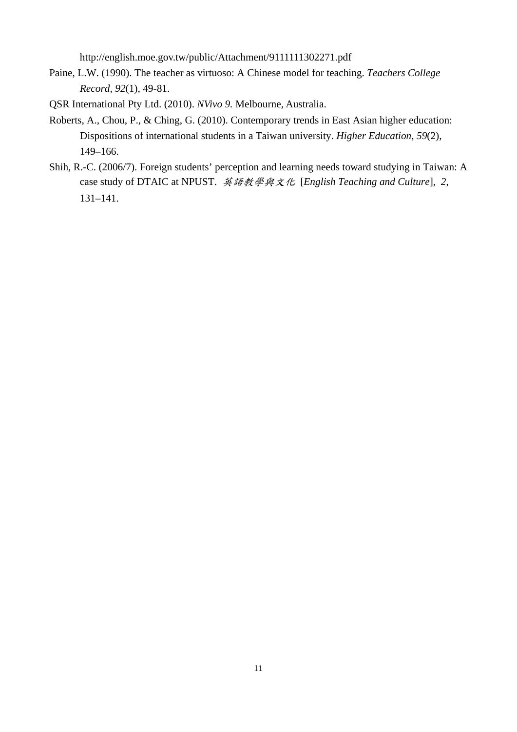http://english.moe.gov.tw/public/Attachment/9111111302271.pdf

Paine, L.W. (1990). The teacher as virtuoso: A Chinese model for teaching. *Teachers College Record, 92*(1), 49-81.

QSR International Pty Ltd. (2010). *NVivo 9.* Melbourne, Australia.

Roberts, A., Chou, P., & Ching, G. (2010). Contemporary trends in East Asian higher education: Dispositions of international students in a Taiwan university. *Higher Education, 59*(2), 149–166.

Shih, R.-C. (2006/7). Foreign students' perception and learning needs toward studying in Taiwan: A case study of DTAIC at NPUST. *英語教學與文化* [*English Teaching and Culture*], *2*, 131–141.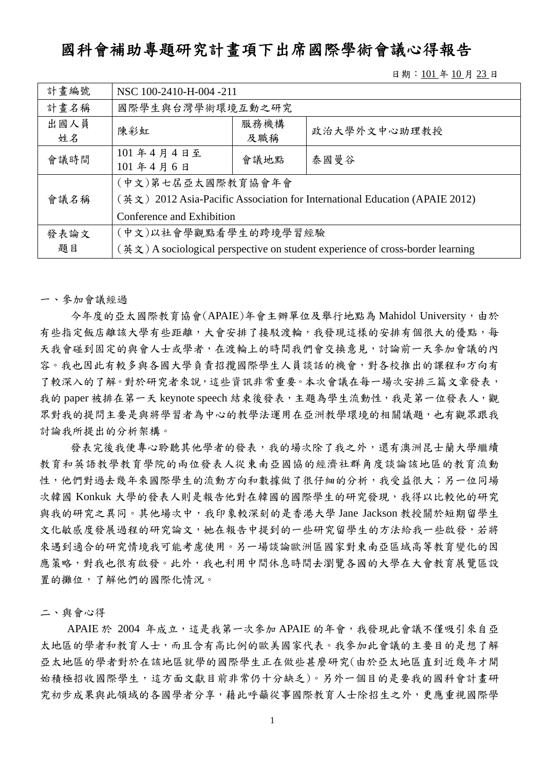# 國科會補助專題研究計畫項下出席國際學術會議心得報告

日期：101 年 10 月 23 日

| 計畫編號 | NSC 100-2410-H-004 -211 | | |
|---|---|---|---|
| 計畫名稱 | 國際學生與台灣學術環境互動之研究 | | |
| 出國人員姓名 | 陳彩虹 | 服務機構及職稱 | 政治大學外文中心助理教授 |
| 會議時間 | 101 年 4 月 4 日至 101 年 4 月 6 日 | 會議地點 | 泰國曼谷 |
| 會議名稱 | (中文)第七屆亞太國際教育協會年會<br>(英文) 2012 Asia-Pacific Association for International Education (APAIE 2012) Conference and Exhibition | | |
| 發表論文題目 | (中文)以社會學觀點看學生的跨境學習經驗<br>(英文) A sociological perspective on student experience of cross-border learning | | |

一、參加會議經過

今年度的亞太國際教育協會(APAIE)年會主辦單位及舉行地點為 Mahidol University，由於有些指定飯店離該大學有些距離，大會安排了接駁渡輪，我發現這樣的安排有個很大的優點，每天我會碰到固定的與會人士或學者，在渡輪上的時間我們會交換意見，討論前一天參加會議的內容。我也因此有較多與各國大學負責招攬國際學生人員談話的機會，對各校推出的課程和方向有了較深入的了解。對於研究者來說，這些資訊非常重要。本次會議在每一場次安排三篇文章發表，我的 paper 被排在第一天 keynote speech 結束後發表，主題為學生流動性，我是第一位發表人，觀眾對我的提問主要是與將學習者為中心的教學法運用在亞洲教學環境的相關議題，也有觀眾跟我討論我所提出的分析架構。

發表完後我便專心聆聽其他學者的發表，我的場次除了我之外，還有澳洲昆士蘭大學繼續教育和英語教學教育學院的兩位發表人從東南亞國協的經濟社群角度談論該地區的教育流動性，他們對過去幾年來國際學生的流動方向和數據做了很仔細的分析，我受益很大；另一位同場次韓國 Konkuk 大學的發表人則是報告他對在韓國的國際學生的研究發現，我得以比較他的研究與我的研究之異同。其他場次中，我印象較深刻的是香港大學 Jane Jackson 教授關於短期留學生文化敏感度發展過程的研究論文，她在報告中提到的一些研究留學生的方法給我一些啟發，若將來遇到適合的研究情境我可能考慮使用。另一場談論歐洲區國家對東南亞區域高等教育變化的因應策略，對我也很有啟發。此外，我也利用中間休息時間去瀏覽各國的大學在大會教育展覽區設置的攤位，了解他們的國際化情況。

二、與會心得

APAIE 於 2004 年成立，這是我第一次參加 APAIE 的年會，我發現此會議不僅吸引來自亞太地區的學者和教育人士，而且含有高比例的歐美國家代表。我參加此會議的主要目的是想了解亞太地區的學者對於在該地區就學的國際學生正在做些甚麼研究(由於亞太地區直到近幾年才開始積極招收國際學生，這方面文獻目前非常仍十分缺乏)。另外一個目的是要我的國科會計畫研究初步成果與此領域的各國學者分享，藉此呼籲從事國際教育人士除招生之外，更應重視國際學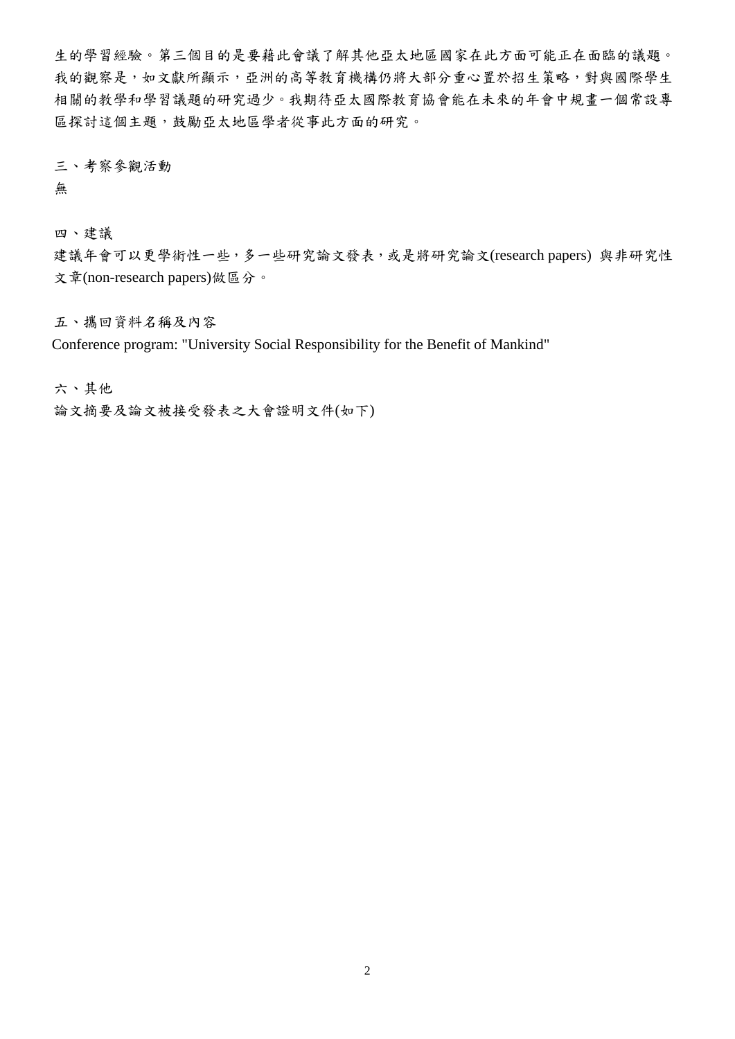生的學習經驗。第三個目的是要藉此會議了解其他亞太地區國家在此方面可能正在面臨的議題。我的觀察是，如文獻所顯示，亞洲的高等教育機構仍將大部分重心置於招生策略，對與國際學生相關的教學和學習議題的研究過少。我期待亞太國際教育協會能在未來的年會中規畫一個常設專區探討這個主題，鼓勵亞太地區學者從事此方面的研究。

三、考察參觀活動

無

四、建議

建議年會可以更學術性一些，多一些研究論文發表，或是將研究論文(research papers) 與非研究性文章(non-research papers)做區分。

五、攜回資料名稱及內容

Conference program: "University Social Responsibility for the Benefit of Mankind"

六、其他

論文摘要及論文被接受發表之大會證明文件(如下)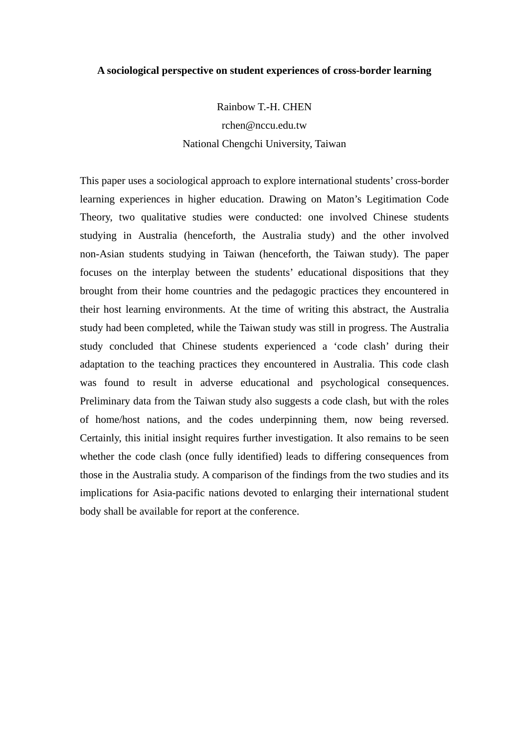**A sociological perspective on student experiences of cross-border learning**

Rainbow T.-H. CHEN

rchen@nccu.edu.tw

National Chengchi University, Taiwan

This paper uses a sociological approach to explore international students' cross-border learning experiences in higher education. Drawing on Maton's Legitimation Code Theory, two qualitative studies were conducted: one involved Chinese students studying in Australia (henceforth, the Australia study) and the other involved non-Asian students studying in Taiwan (henceforth, the Taiwan study). The paper focuses on the interplay between the students' educational dispositions that they brought from their home countries and the pedagogic practices they encountered in their host learning environments. At the time of writing this abstract, the Australia study had been completed, while the Taiwan study was still in progress. The Australia study concluded that Chinese students experienced a 'code clash' during their adaptation to the teaching practices they encountered in Australia. This code clash was found to result in adverse educational and psychological consequences. Preliminary data from the Taiwan study also suggests a code clash, but with the roles of home/host nations, and the codes underpinning them, now being reversed. Certainly, this initial insight requires further investigation. It also remains to be seen whether the code clash (once fully identified) leads to differing consequences from those in the Australia study. A comparison of the findings from the two studies and its implications for Asia-pacific nations devoted to enlarging their international student body shall be available for report at the conference.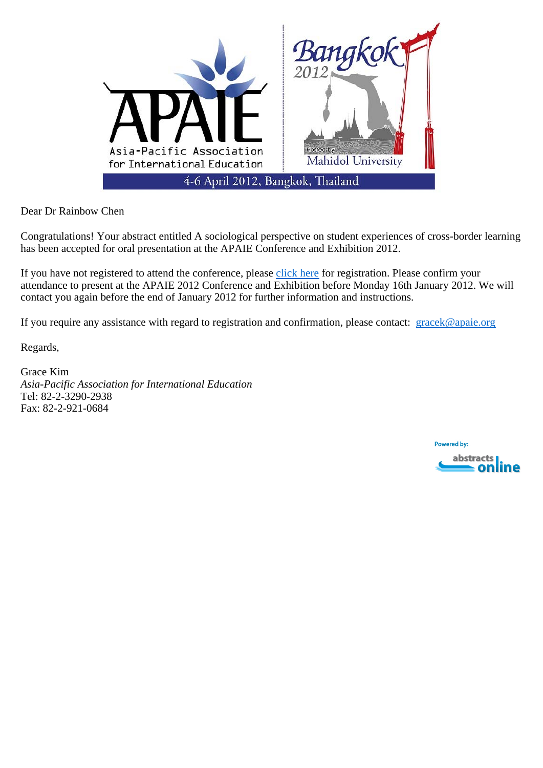APAIE
Asia-Pacific Association for International Education

Bangkok 2012
Hosted by Mahidol University

4-6 April 2012, Bangkok, Thailand

Dear Dr Rainbow Chen

Congratulations! Your abstract entitled A sociological perspective on student experiences of cross-border learning has been accepted for oral presentation at the APAIE Conference and Exhibition 2012.

If you have not registered to attend the conference, please click here for registration. Please confirm your attendance to present at the APAIE 2012 Conference and Exhibition before Monday 16th January 2012. We will contact you again before the end of January 2012 for further information and instructions.

If you require any assistance with regard to registration and confirmation, please contact: gracek@apaie.org

Regards,

Grace Kim
*Asia-Pacific Association for International Education*
Tel: 82-2-3290-2938
Fax: 82-2-921-0684

Powered by: abstracts online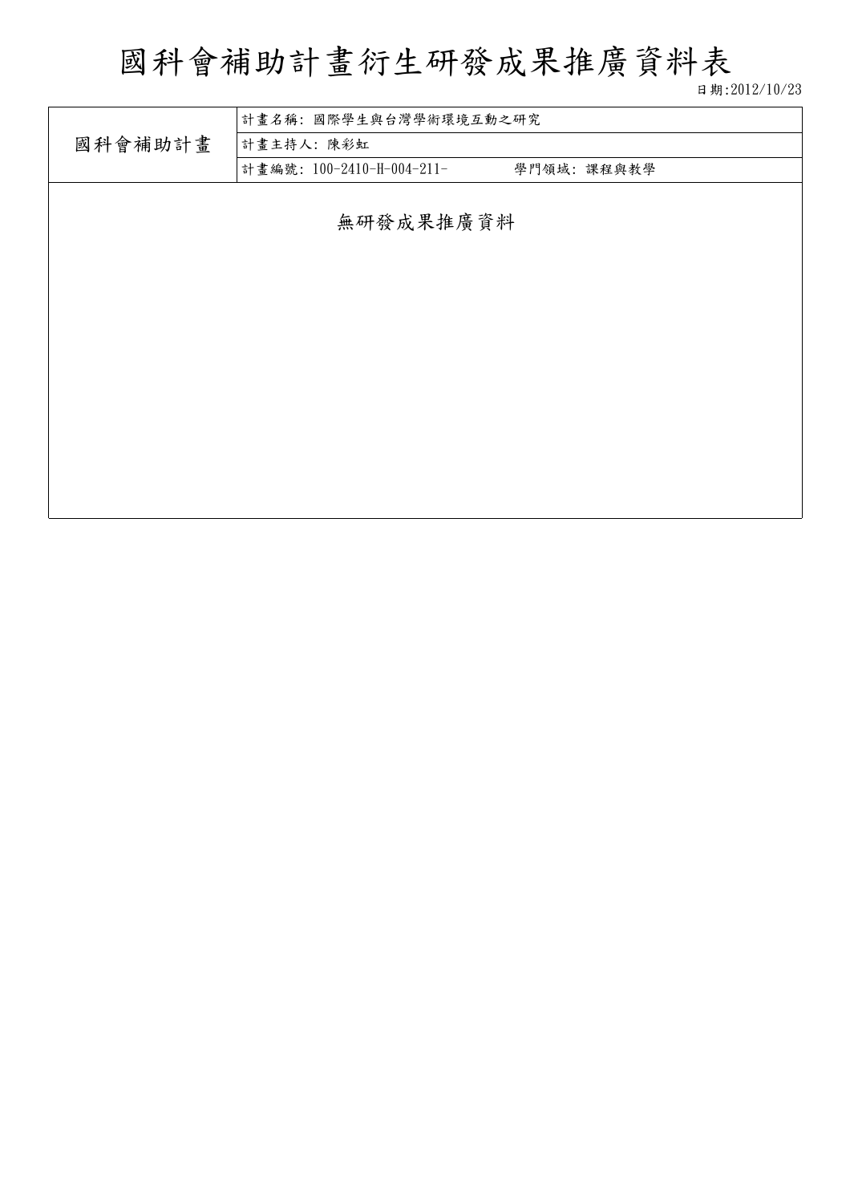# 國科會補助計畫衍生研發成果推廣資料表

日期:2012/10/23

| 國科會補助計畫 | 計畫名稱: 國際學生與台灣學術環境互動之研究 |
| --- | --- |
| | 計畫主持人: 陳彩虹 |
| | 計畫編號: 100-2410-H-004-211-　　學門領域: 課程與教學 |

無研發成果推廣資料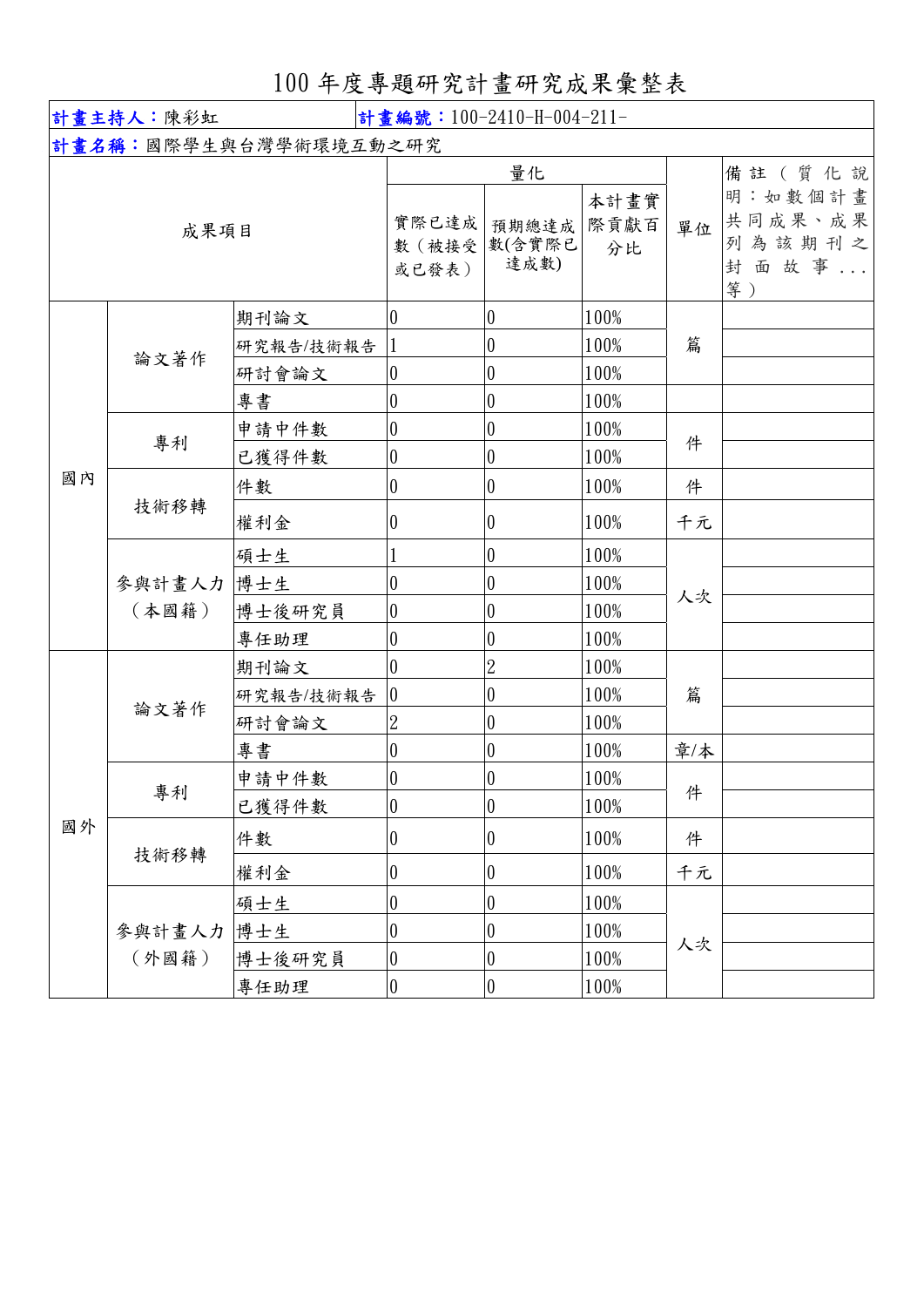# 100 年度專題研究計畫研究成果彙整表

| 計畫主持人：陳彩虹 | | | 計畫編號：100-2410-H-004-211- | | | | |
|---|---|---|---|---|---|---|---|
| 計畫名稱：國際學生與台灣學術環境互動之研究 | | | | | | | |
| 成果項目 | | | 量化 | | | 單位 | 備註（質化說明：如數個計畫共同成果、成果列為該期刊之封面故事...等） |
| | | | 實際已達成數（被接受或已發表） | 預期總達成數(含實際已達成數) | 本計畫實際貢獻百分比 | | |
| 國內 | 論文著作 | 期刊論文 | 0 | 0 | 100% | 篇 | |
| | | 研究報告/技術報告 | 1 | 0 | 100% | | |
| | | 研討會論文 | 0 | 0 | 100% | | |
| | | 專書 | 0 | 0 | 100% | | |
| | 專利 | 申請中件數 | 0 | 0 | 100% | 件 | |
| | | 已獲得件數 | 0 | 0 | 100% | | |
| | 技術移轉 | 件數 | 0 | 0 | 100% | 件 | |
| | | 權利金 | 0 | 0 | 100% | 千元 | |
| | 參與計畫人力（本國籍） | 碩士生 | 1 | 0 | 100% | 人次 | |
| | | 博士生 | 0 | 0 | 100% | | |
| | | 博士後研究員 | 0 | 0 | 100% | | |
| | | 專任助理 | 0 | 0 | 100% | | |
| 國外 | 論文著作 | 期刊論文 | 0 | 2 | 100% | 篇 | |
| | | 研究報告/技術報告 | 0 | 0 | 100% | | |
| | | 研討會論文 | 2 | 0 | 100% | | |
| | | 專書 | 0 | 0 | 100% | 章/本 | |
| | 專利 | 申請中件數 | 0 | 0 | 100% | 件 | |
| | | 已獲得件數 | 0 | 0 | 100% | | |
| | 技術移轉 | 件數 | 0 | 0 | 100% | 件 | |
| | | 權利金 | 0 | 0 | 100% | 千元 | |
| | 參與計畫人力（外國籍） | 碩士生 | 0 | 0 | 100% | 人次 | |
| | | 博士生 | 0 | 0 | 100% | | |
| | | 博士後研究員 | 0 | 0 | 100% | | |
| | | 專任助理 | 0 | 0 | 100% | | |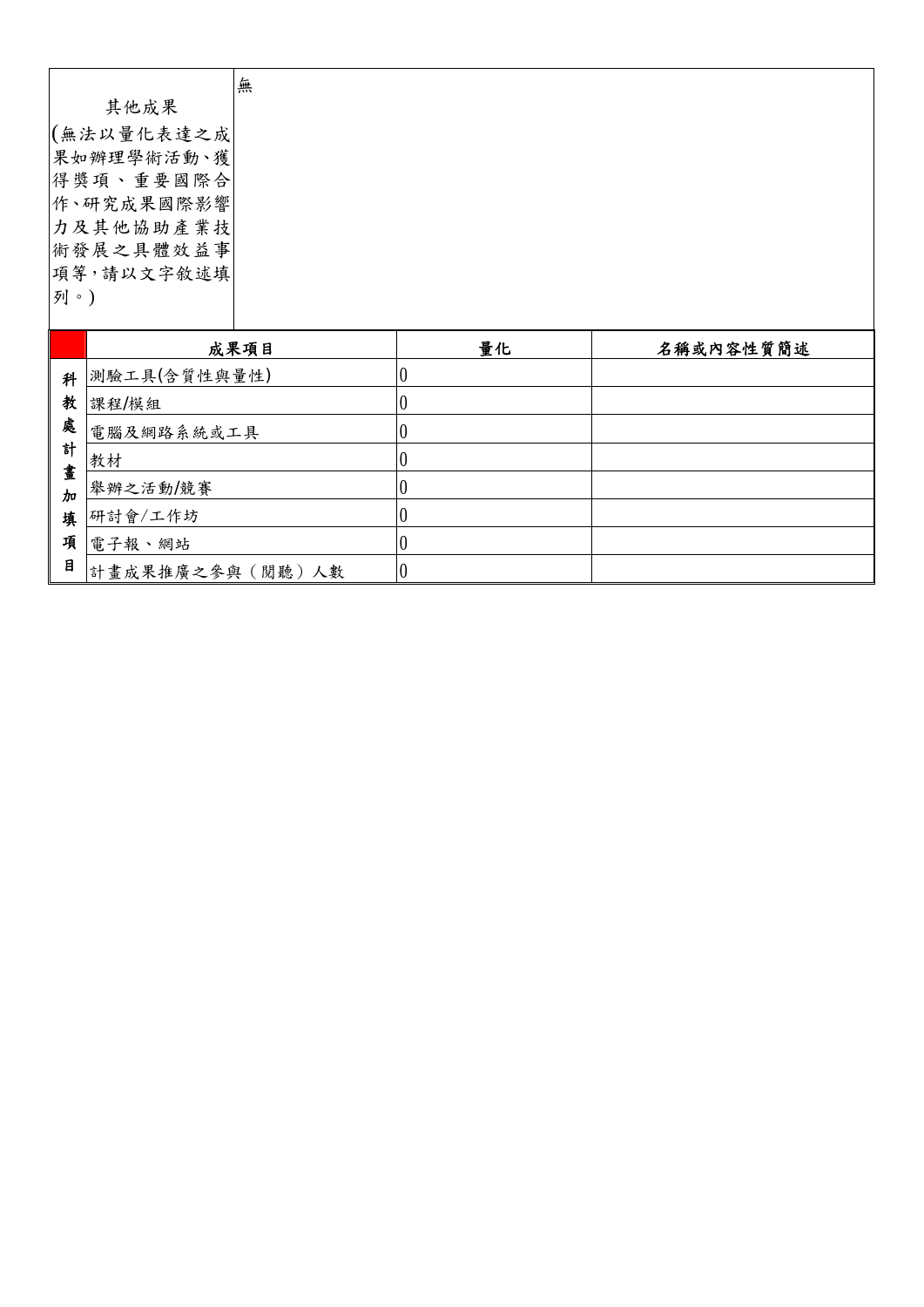| 其他成果<br>(無法以量化表達之成果如辦理學術活動、獲得獎項、重要國際合作、研究成果國際影響力及其他協助產業技術發展之具體效益事項等，請以文字敘述填列。) | 無 |
| --- | --- |

| | 成果項目 | 量化 | 名稱或內容性質簡述 |
| --- | --- | --- | --- |
| 科教處計畫加填項目 | 測驗工具(含質性與量性) | 0 | |
| | 課程/模組 | 0 | |
| | 電腦及網路系統或工具 | 0 | |
| | 教材 | 0 | |
| | 舉辦之活動/競賽 | 0 | |
| | 研討會/工作坊 | 0 | |
| | 電子報、網站 | 0 | |
| | 計畫成果推廣之參與（閱聽）人數 | 0 | |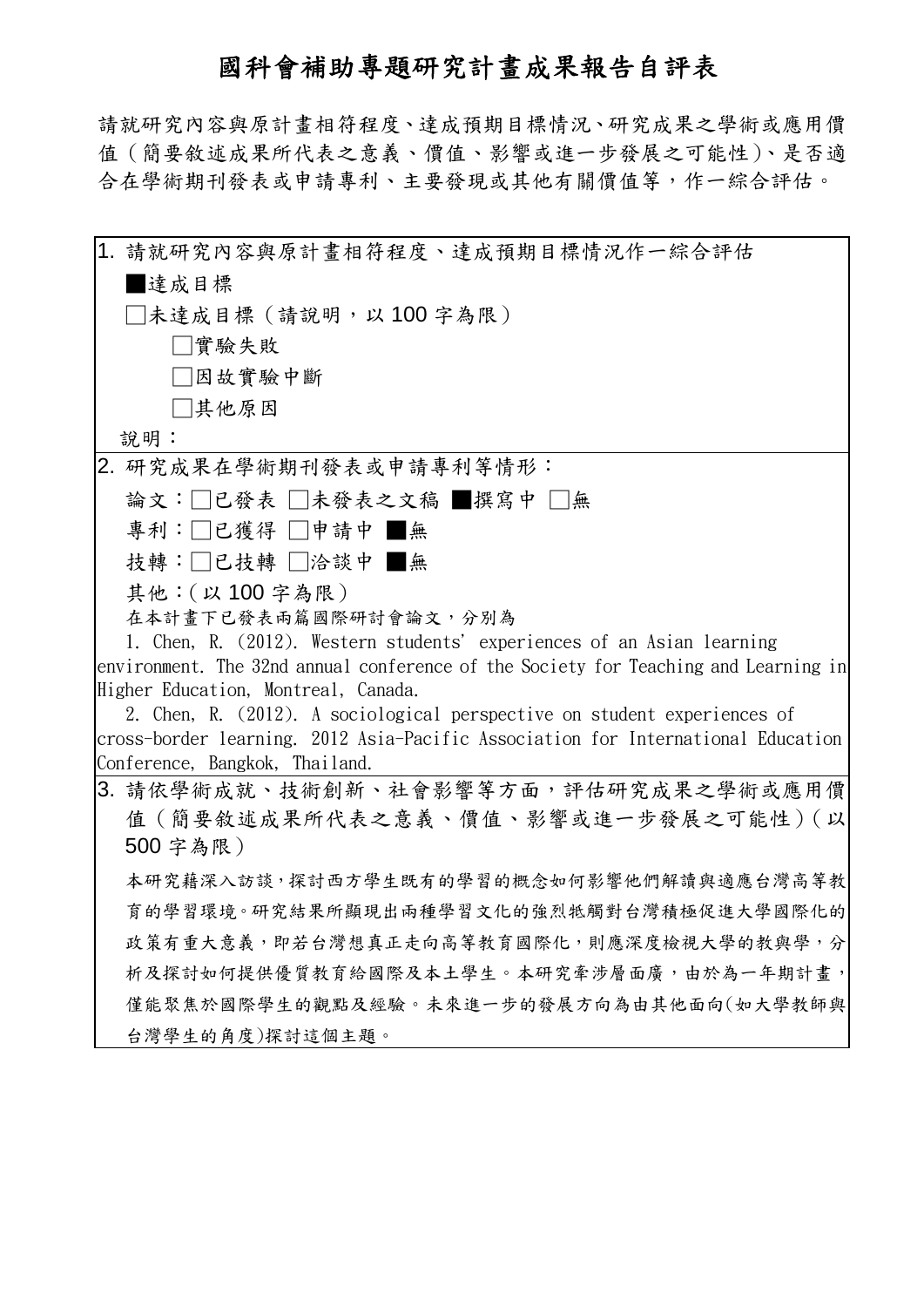# 國科會補助專題研究計畫成果報告自評表

請就研究內容與原計畫相符程度、達成預期目標情況、研究成果之學術或應用價值（簡要敘述成果所代表之意義、價值、影響或進一步發展之可能性）、是否適合在學術期刊發表或申請專利、主要發現或其他有關價值等，作一綜合評估。

1. 請就研究內容與原計畫相符程度、達成預期目標情況作一綜合評估

■達成目標

□未達成目標（請說明，以 100 字為限）

　　□實驗失敗

　　□因故實驗中斷

　　□其他原因

說明：

2. 研究成果在學術期刊發表或申請專利等情形：

論文：□已發表 □未發表之文稿 ■撰寫中 □無

專利：□已獲得 □申請中 ■無

技轉：□已技轉 □洽談中 ■無

其他：（以 100 字為限）

在本計畫下已發表兩篇國際研討會論文，分別為

1. Chen, R. (2012). Western students' experiences of an Asian learning environment. The 32nd annual conference of the Society for Teaching and Learning in Higher Education, Montreal, Canada.

2. Chen, R. (2012). A sociological perspective on student experiences of cross-border learning. 2012 Asia-Pacific Association for International Education Conference, Bangkok, Thailand.

3. 請依學術成就、技術創新、社會影響等方面，評估研究成果之學術或應用價值（簡要敘述成果所代表之意義、價值、影響或進一步發展之可能性）（以 500 字為限）

本研究藉深入訪談，探討西方學生既有的學習的概念如何影響他們解讀與適應台灣高等教育的學習環境。研究結果所顯現出兩種學習文化的強烈牴觸對台灣積極促進大學國際化的政策有重大意義，即若台灣想真正走向高等教育國際化，則應深度檢視大學的教與學，分析及探討如何提供優質教育給國際及本土學生。本研究牽涉層面廣，由於為一年期計畫，僅能聚焦於國際學生的觀點及經驗。未來進一步的發展方向為由其他面向(如大學教師與台灣學生的角度)探討這個主題。